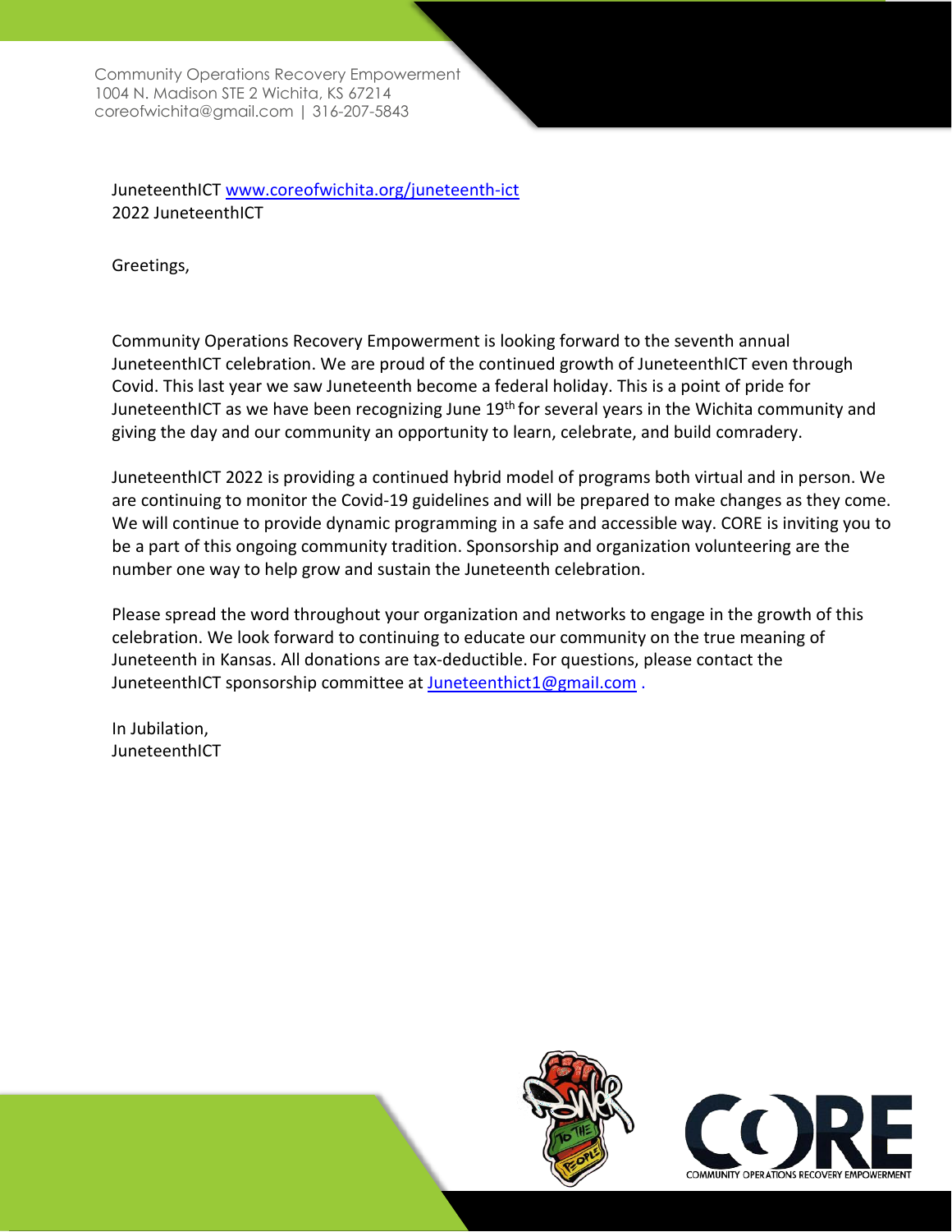Community Operations Recovery Empowerment
1004 N. Madison STE 2 Wichita, KS 67214
coreofwichita@gmail.com | 316-207-5843

JuneteenthICT www.coreofwichita.org/juneteenth-ict
2022 JuneteenthICT

Greetings,

Community Operations Recovery Empowerment is looking forward to the seventh annual JuneteenthICT celebration. We are proud of the continued growth of JuneteenthICT even through Covid. This last year we saw Juneteenth become a federal holiday. This is a point of pride for JuneteenthICT as we have been recognizing June 19th for several years in the Wichita community and giving the day and our community an opportunity to learn, celebrate, and build comradery.

JuneteenthICT 2022 is providing a continued hybrid model of programs both virtual and in person. We are continuing to monitor the Covid-19 guidelines and will be prepared to make changes as they come. We will continue to provide dynamic programming in a safe and accessible way. CORE is inviting you to be a part of this ongoing community tradition. Sponsorship and organization volunteering are the number one way to help grow and sustain the Juneteenth celebration.

Please spread the word throughout your organization and networks to engage in the growth of this celebration. We look forward to continuing to educate our community on the true meaning of Juneteenth in Kansas. All donations are tax-deductible. For questions, please contact the JuneteenthICT sponsorship committee at Juneteenthict1@gmail.com .

In Jubilation,
JuneteenthICT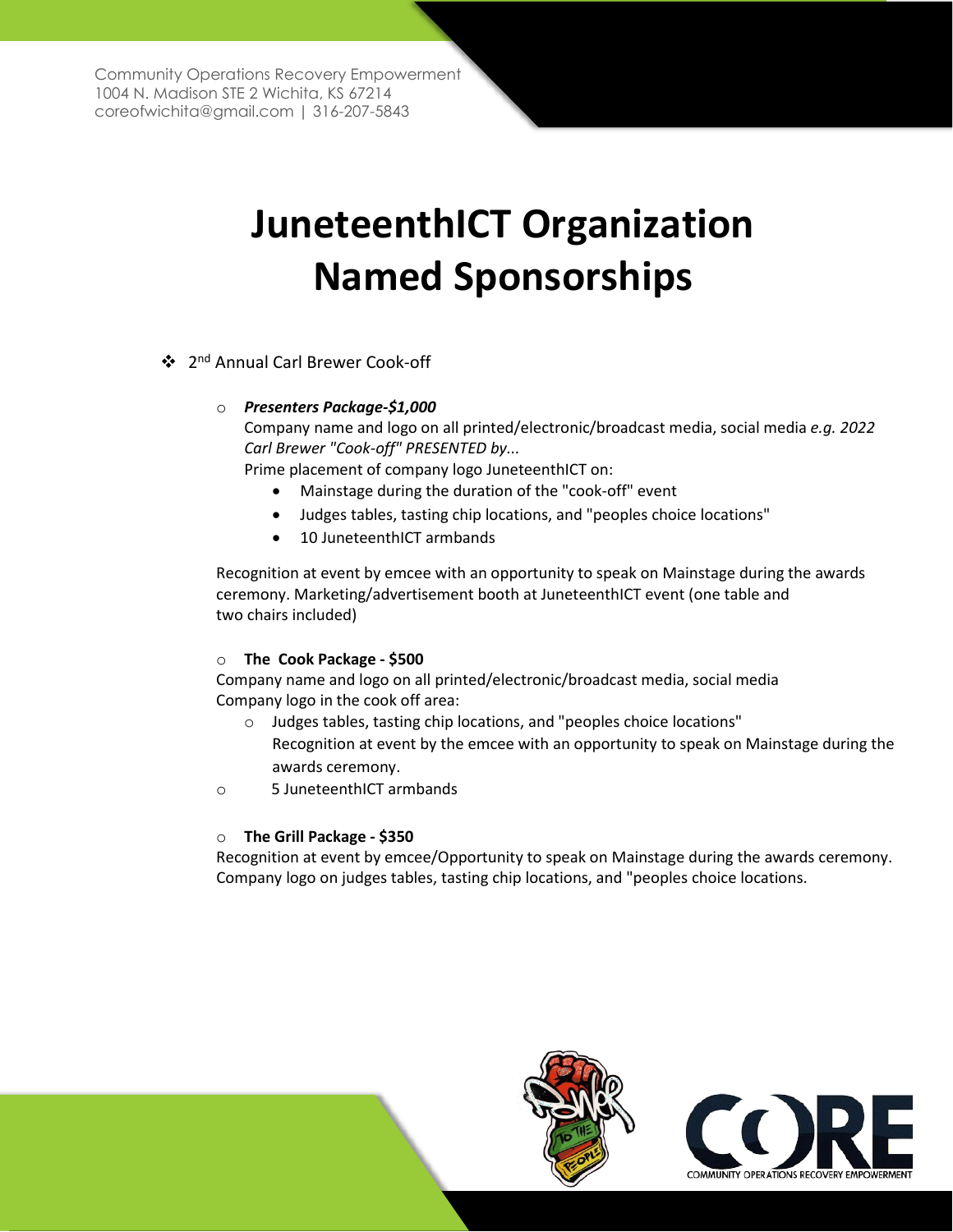Community Operations Recovery Empowerment
1004 N. Madison STE 2 Wichita, KS 67214
coreofwichita@gmail.com | 316-207-5843

# JuneteenthICT Organization Named Sponsorships

- 2nd Annual Carl Brewer Cook-off

  - ***Presenters Package-$1,000***
    Company name and logo on all printed/electronic/broadcast media, social media *e.g. 2022 Carl Brewer "Cook-off" PRESENTED by...*
    Prime placement of company logo JuneteenthICT on:
    - Mainstage during the duration of the "cook-off" event
    - Judges tables, tasting chip locations, and "peoples choice locations"
    - 10 JuneteenthICT armbands

    Recognition at event by emcee with an opportunity to speak on Mainstage during the awards ceremony. Marketing/advertisement booth at JuneteenthICT event (one table and two chairs included)

  - **The Cook Package - $500**
    Company name and logo on all printed/electronic/broadcast media, social media
    Company logo in the cook off area:
    - Judges tables, tasting chip locations, and "peoples choice locations"
      Recognition at event by the emcee with an opportunity to speak on Mainstage during the awards ceremony.
  - 5 JuneteenthICT armbands

  - **The Grill Package - $350**
    Recognition at event by emcee/Opportunity to speak on Mainstage during the awards ceremony.
    Company logo on judges tables, tasting chip locations, and "peoples choice locations.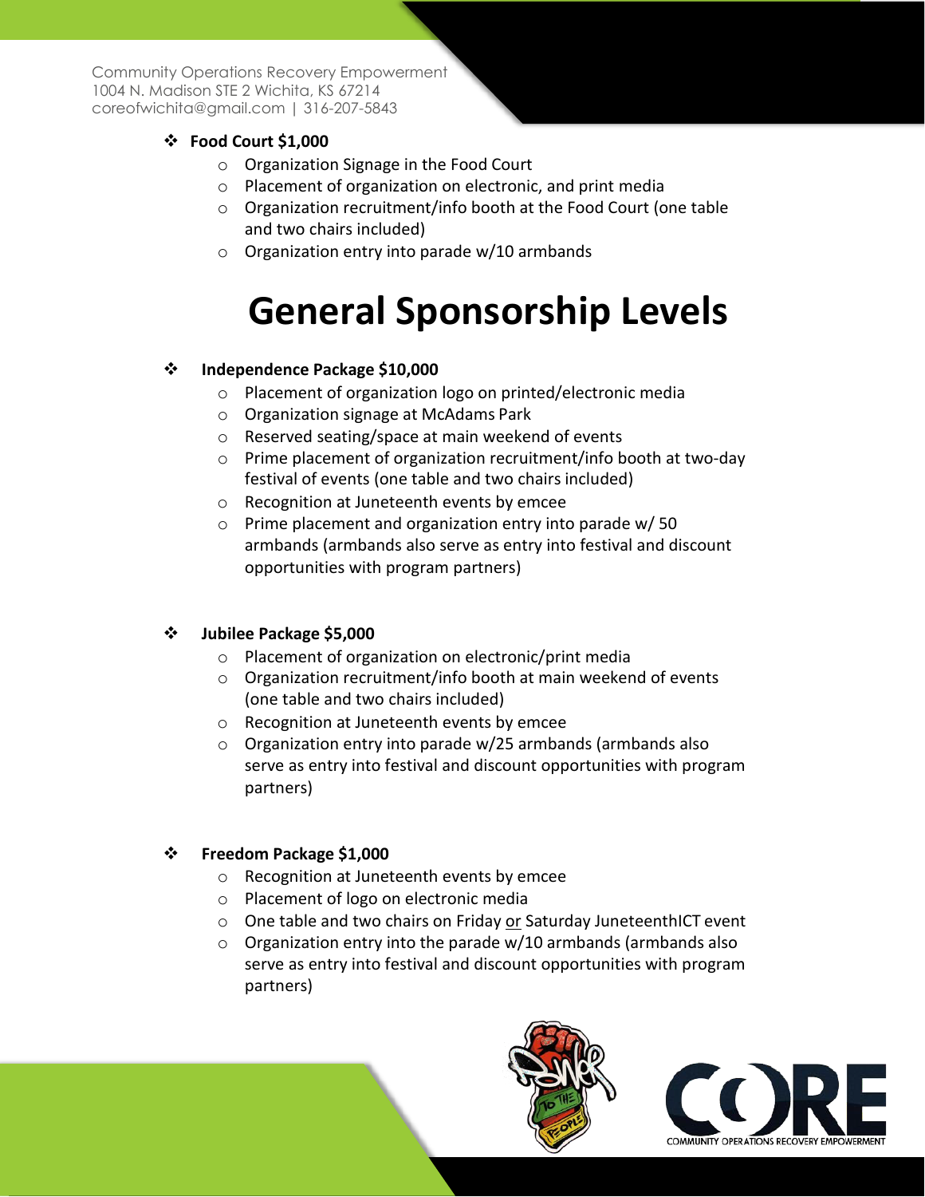Community Operations Recovery Empowerment
1004 N. Madison STE 2 Wichita, KS 67214
coreofwichita@gmail.com | 316-207-5843

- **Food Court $1,000**
  - Organization Signage in the Food Court
  - Placement of organization on electronic, and print media
  - Organization recruitment/info booth at the Food Court (one table and two chairs included)
  - Organization entry into parade w/10 armbands

# General Sponsorship Levels

- **Independence Package $10,000**
  - Placement of organization logo on printed/electronic media
  - Organization signage at McAdams Park
  - Reserved seating/space at main weekend of events
  - Prime placement of organization recruitment/info booth at two-day festival of events (one table and two chairs included)
  - Recognition at Juneteenth events by emcee
  - Prime placement and organization entry into parade w/ 50 armbands (armbands also serve as entry into festival and discount opportunities with program partners)

- **Jubilee Package $5,000**
  - Placement of organization on electronic/print media
  - Organization recruitment/info booth at main weekend of events (one table and two chairs included)
  - Recognition at Juneteenth events by emcee
  - Organization entry into parade w/25 armbands (armbands also serve as entry into festival and discount opportunities with program partners)

- **Freedom Package $1,000**
  - Recognition at Juneteenth events by emcee
  - Placement of logo on electronic media
  - One table and two chairs on Friday or Saturday JuneteenthICT event
  - Organization entry into the parade w/10 armbands (armbands also serve as entry into festival and discount opportunities with program partners)

COMMUNITY OPERATIONS RECOVERY EMPOWERMENT